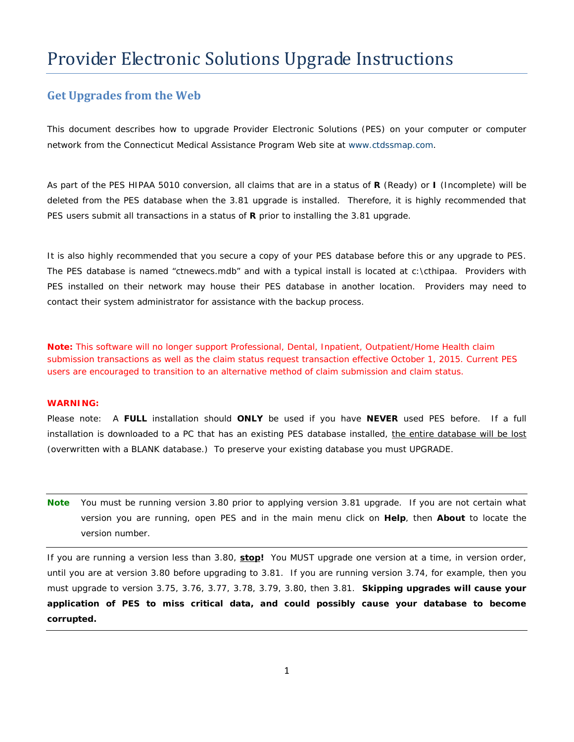# Provider Electronic Solutions Upgrade Instructions

## Get Upgrades from the Web

This document describes how to upgrade Provider Electronic Solutions (PES) on your computer or computer network from the Connecticut Medical Assistance Program Web site at www.ctdssmap.com.

As part of the PES HIPAA 5010 conversion, all claims that are in a status of **R** (Ready) or **I** (Incomplete) will be deleted from the PES database when the 3.81 upgrade is installed. Therefore, it is highly recommended that PES users submit all transactions in a status of **R** prior to installing the 3.81 upgrade.

It is also highly recommended that you secure a copy of your PES database before this or any upgrade to PES. The PES database is named "ctnewecs.mdb" and with a typical install is located at c:\cthipaa. Providers with PES installed on their network may house their PES database in another location. Providers may need to contact their system administrator for assistance with the backup process.

**Note:** This software will no longer support Professional, Dental, Inpatient, Outpatient/Home Health claim submission transactions as well as the claim status request transaction effective October 1, 2015. Current PES users are encouraged to transition to an alternative method of claim submission and claim status.

**WARNING:**

Please note: A **FULL** installation should **ONLY** be used if you have **NEVER** used PES before. If a full installation is downloaded to a PC that has an existing PES database installed, the entire database will be lost (overwritten with a BLANK database.) To preserve your existing database you must UPGRADE.

---

**Note** You must be running version 3.80 prior to applying version 3.81 upgrade. If you are not certain what version you are running, open PES and in the main menu click on **Help**, then **About** to locate the version number.

---

If you are running a version less than 3.80, **stop!** You MUST upgrade one version at a time, in version order, until you are at version 3.80 before upgrading to 3.81. If you are running version 3.74, for example, then you must upgrade to version 3.75, 3.76, 3.77, 3.78, 3.79, 3.80, then 3.81. **Skipping upgrades will cause your application of PES to miss critical data, and could possibly cause your database to become corrupted.**

---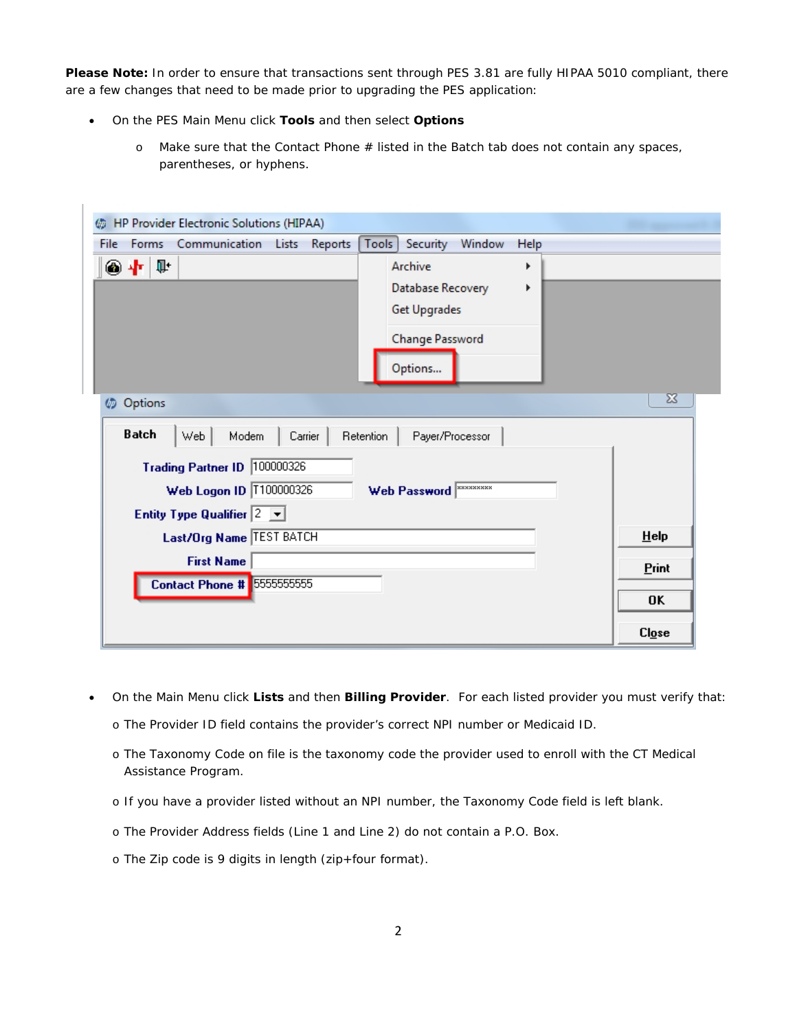**Please Note:** In order to ensure that transactions sent through PES 3.81 are fully HIPAA 5010 compliant, there are a few changes that need to be made prior to upgrading the PES application:

- On the PES Main Menu click **Tools** and then select **Options**
    - Make sure that the Contact Phone # listed in the Batch tab does not contain any spaces, parentheses, or hyphens.

- On the Main Menu click **Lists** and then **Billing Provider**. For each listed provider you must verify that:
    - The Provider ID field contains the provider's correct NPI number or Medicaid ID.
    - The Taxonomy Code on file is the taxonomy code the provider used to enroll with the CT Medical Assistance Program.
    - If you have a provider listed without an NPI number, the Taxonomy Code field is left blank.
    - The Provider Address fields (Line 1 and Line 2) do not contain a P.O. Box.
    - The Zip code is 9 digits in length (zip+four format).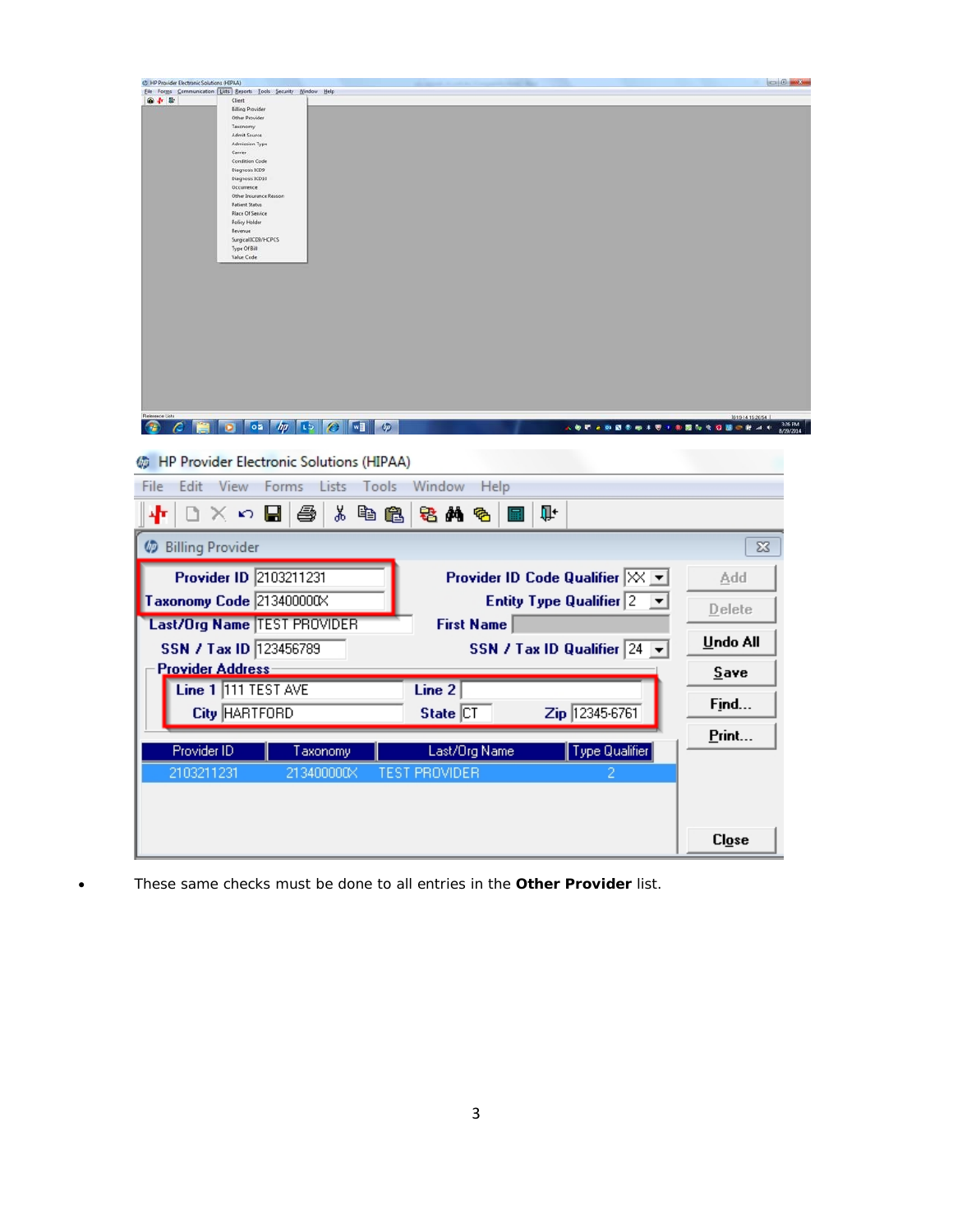- These same checks must be done to all entries in the **Other Provider** list.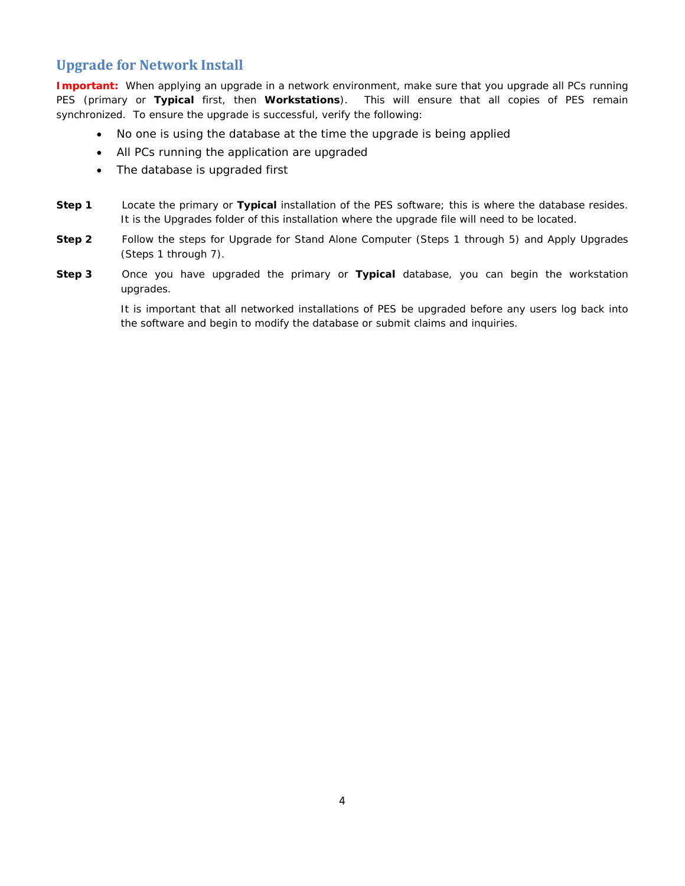## Upgrade for Network Install

**Important:** When applying an upgrade in a network environment, make sure that you upgrade all PCs running PES (primary or **Typical** first, then **Workstations**). This will ensure that all copies of PES remain synchronized. To ensure the upgrade is successful, verify the following:

- No one is using the database at the time the upgrade is being applied
- All PCs running the application are upgraded
- The database is upgraded first

**Step 1** Locate the primary or **Typical** installation of the PES software; this is where the database resides. It is the Upgrades folder of this installation where the upgrade file will need to be located.

**Step 2** Follow the steps for Upgrade for Stand Alone Computer (Steps 1 through 5) and Apply Upgrades (Steps 1 through 7).

**Step 3** Once you have upgraded the primary or **Typical** database, you can begin the workstation upgrades.

It is important that all networked installations of PES be upgraded before any users log back into the software and begin to modify the database or submit claims and inquiries.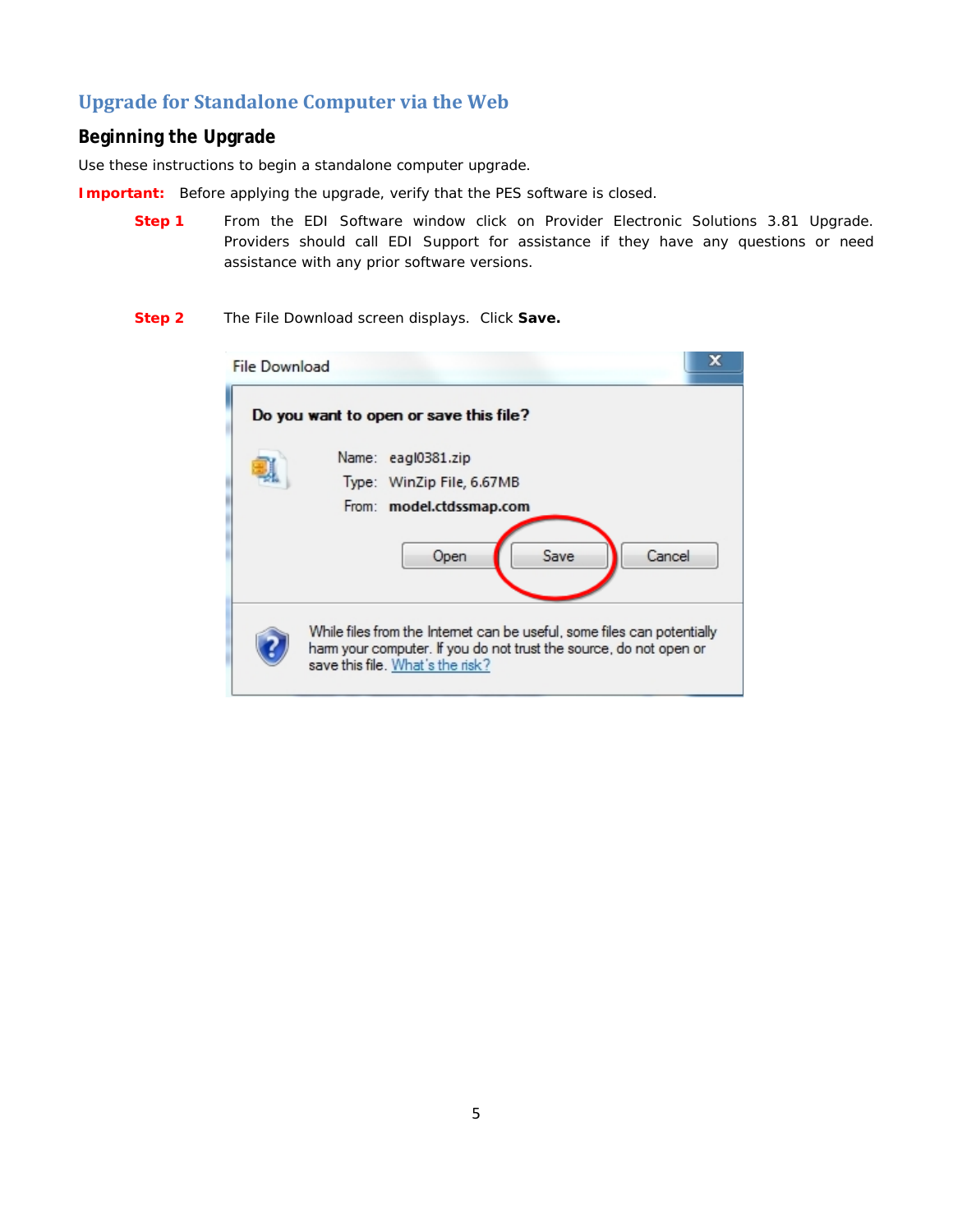## Upgrade for Standalone Computer via the Web

### Beginning the Upgrade

Use these instructions to begin a standalone computer upgrade.

**Important:** Before applying the upgrade, verify that the PES software is closed.

**Step 1** From the EDI Software window click on Provider Electronic Solutions 3.81 Upgrade. Providers should call EDI Support for assistance if they have any questions or need assistance with any prior software versions.

**Step 2** The File Download screen displays. Click **Save.**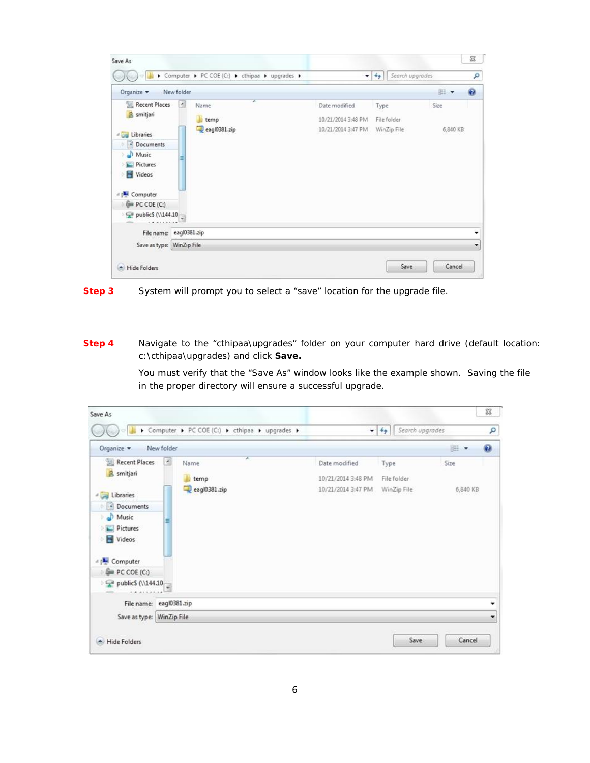**Step 3** System will prompt you to select a “save” location for the upgrade file.

**Step 4** Navigate to the “cthipaa\upgrades” folder on your computer hard drive (default location: c:\cthipaa\upgrades) and click **Save.**

You must verify that the “Save As” window looks like the example shown. Saving the file in the proper directory will ensure a successful upgrade.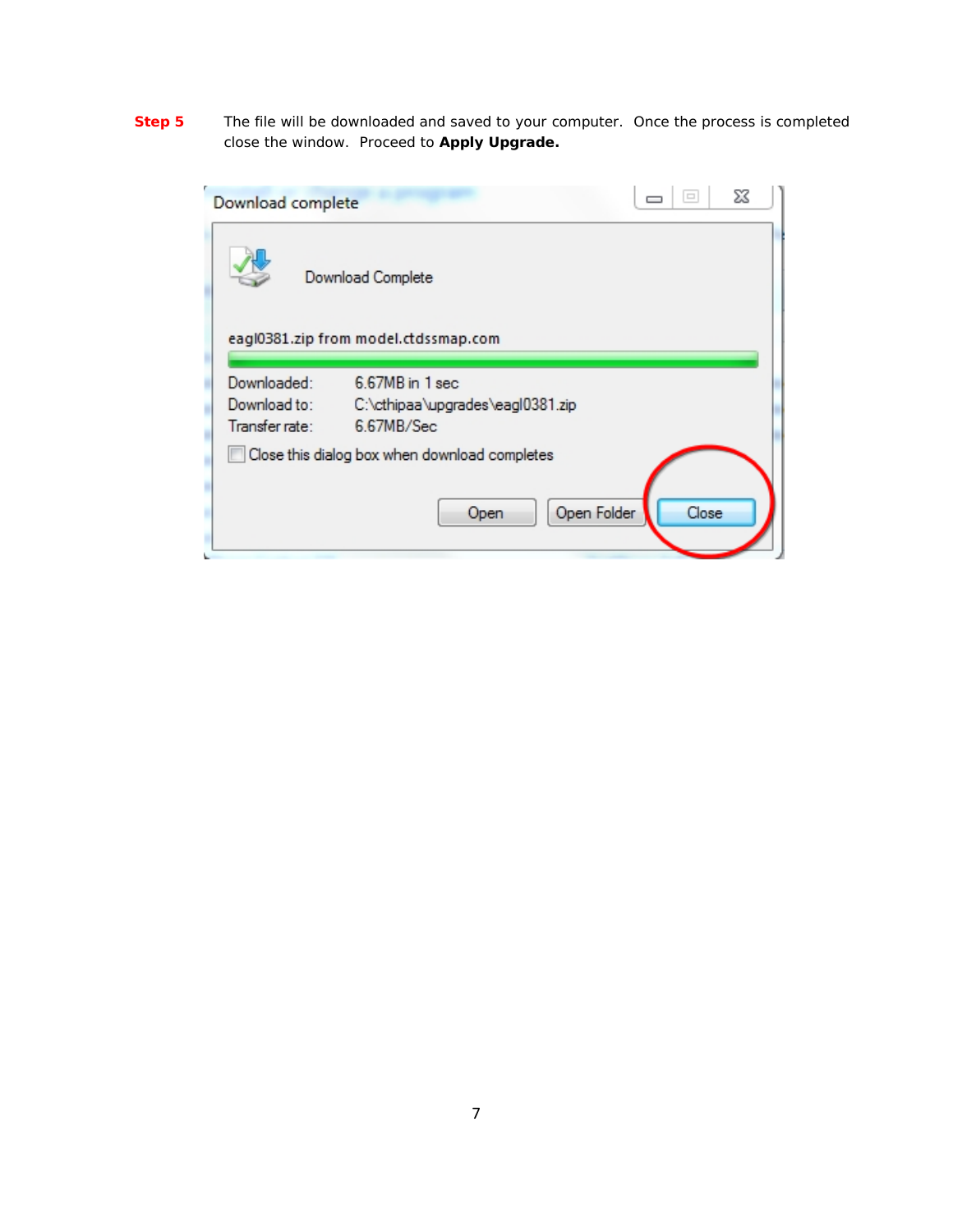**Step 5** The file will be downloaded and saved to your computer. Once the process is completed close the window. Proceed to **Apply Upgrade.**

Download complete

Download Complete

eagl0381.zip from model.ctdssmap.com

Downloaded: 6.67MB in 1 sec

Download to: C:\cthipaa\upgrades\eagl0381.zip

Transfer rate: 6.67MB/Sec

Close this dialog box when download completes

Open | Open Folder | Close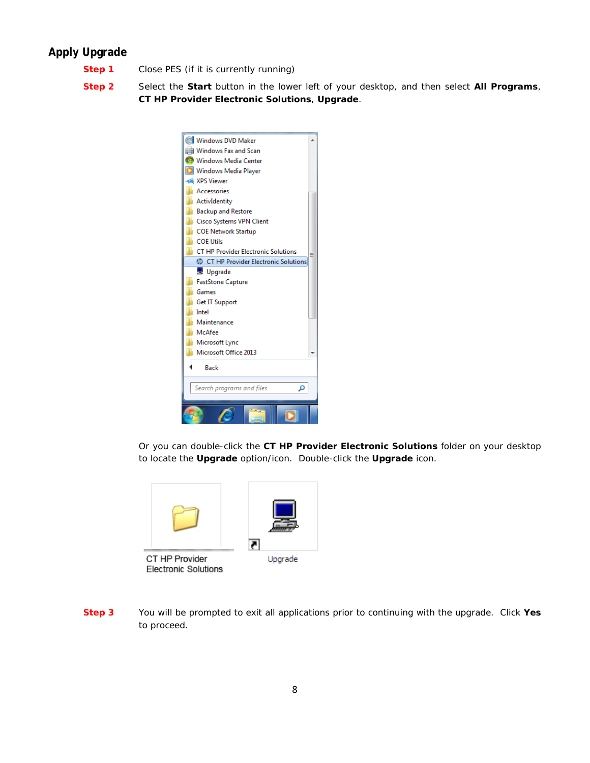## Apply Upgrade

**Step 1** Close PES (if it is currently running)

**Step 2** Select the **Start** button in the lower left of your desktop, and then select **All Programs**, **CT HP Provider Electronic Solutions**, **Upgrade**.

Or you can double-click the **CT HP Provider Electronic Solutions** folder on your desktop to locate the **Upgrade** option/icon. Double-click the **Upgrade** icon.

**Step 3** You will be prompted to exit all applications prior to continuing with the upgrade. Click **Yes** to proceed.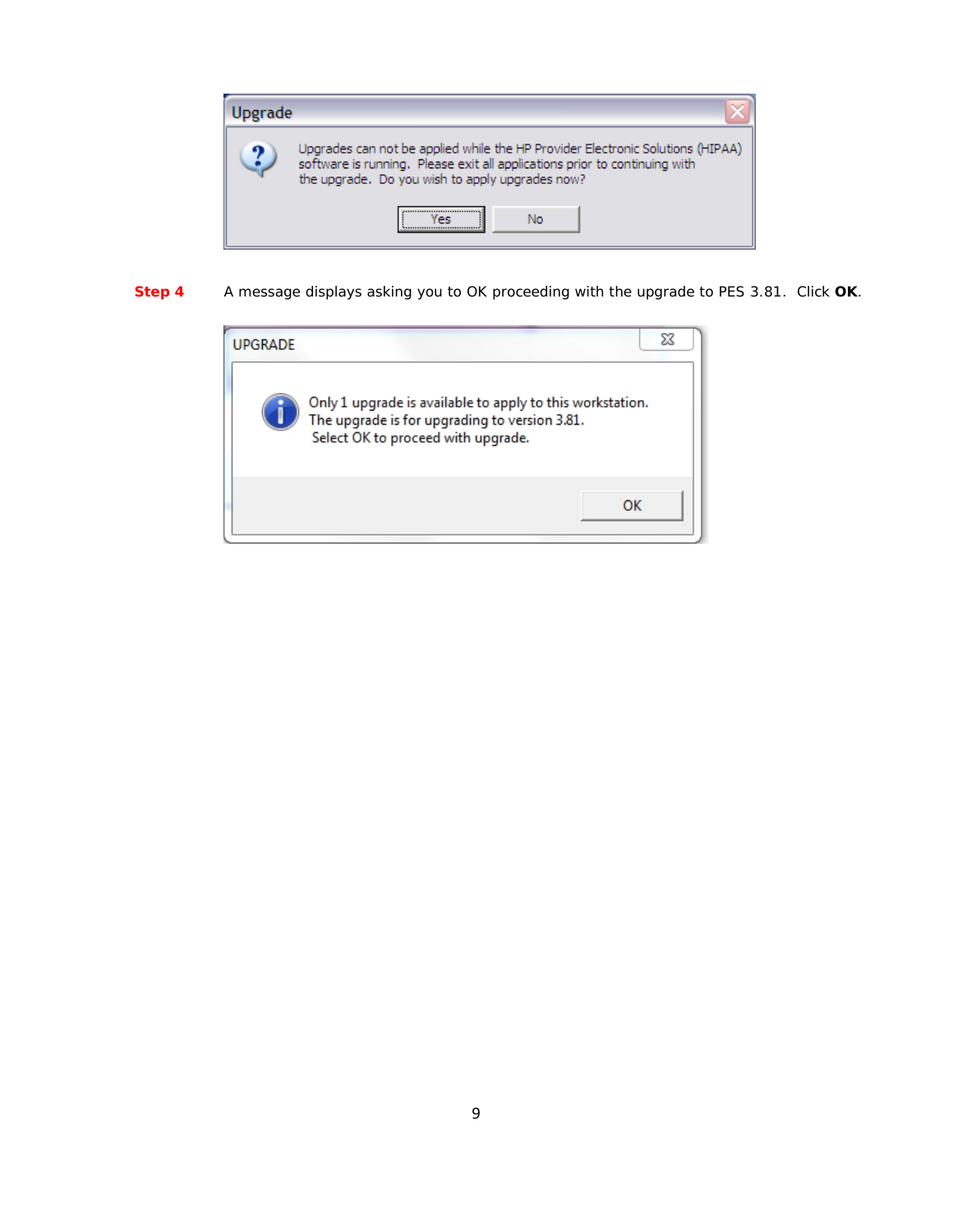**Upgrade**

Upgrades can not be applied while the HP Provider Electronic Solutions (HIPAA) software is running. Please exit all applications prior to continuing with the upgrade. Do you wish to apply upgrades now?

Yes | No

**Step 4** A message displays asking you to OK proceeding with the upgrade to PES 3.81. Click **OK**.

**UPGRADE**

Only 1 upgrade is available to apply to this workstation.
The upgrade is for upgrading to version 3.81.
Select OK to proceed with upgrade.

OK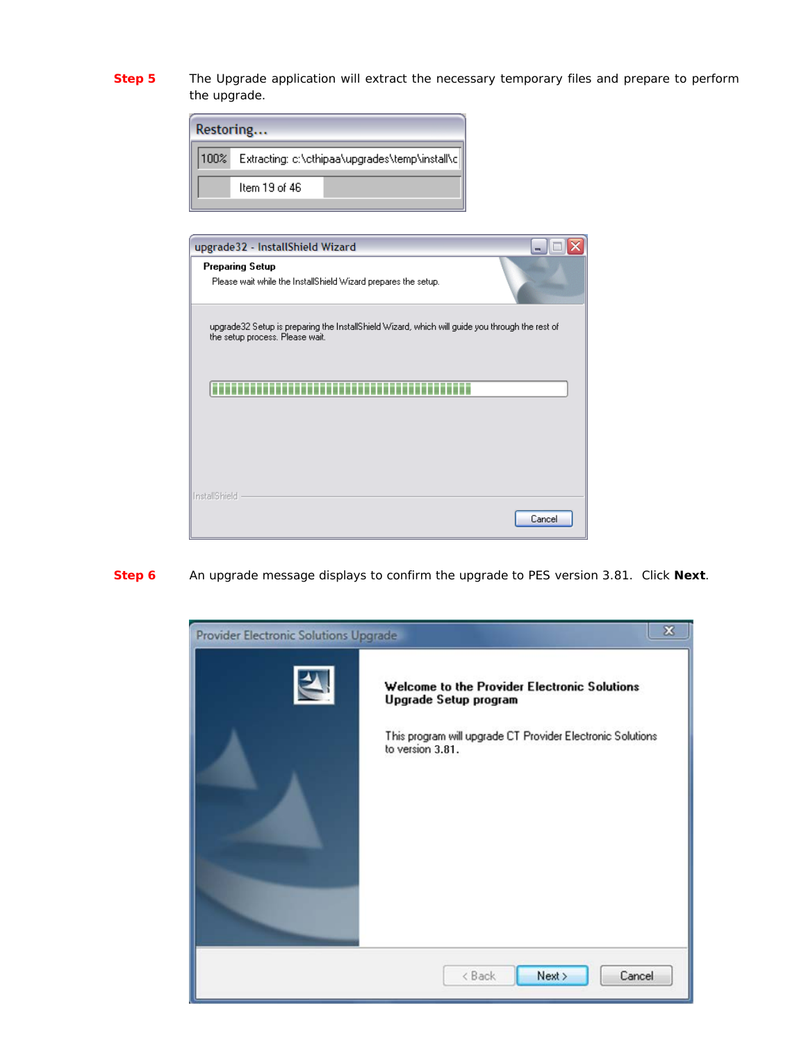**Step 5** The Upgrade application will extract the necessary temporary files and prepare to perform the upgrade.

**Step 6** An upgrade message displays to confirm the upgrade to PES version 3.81. Click **Next**.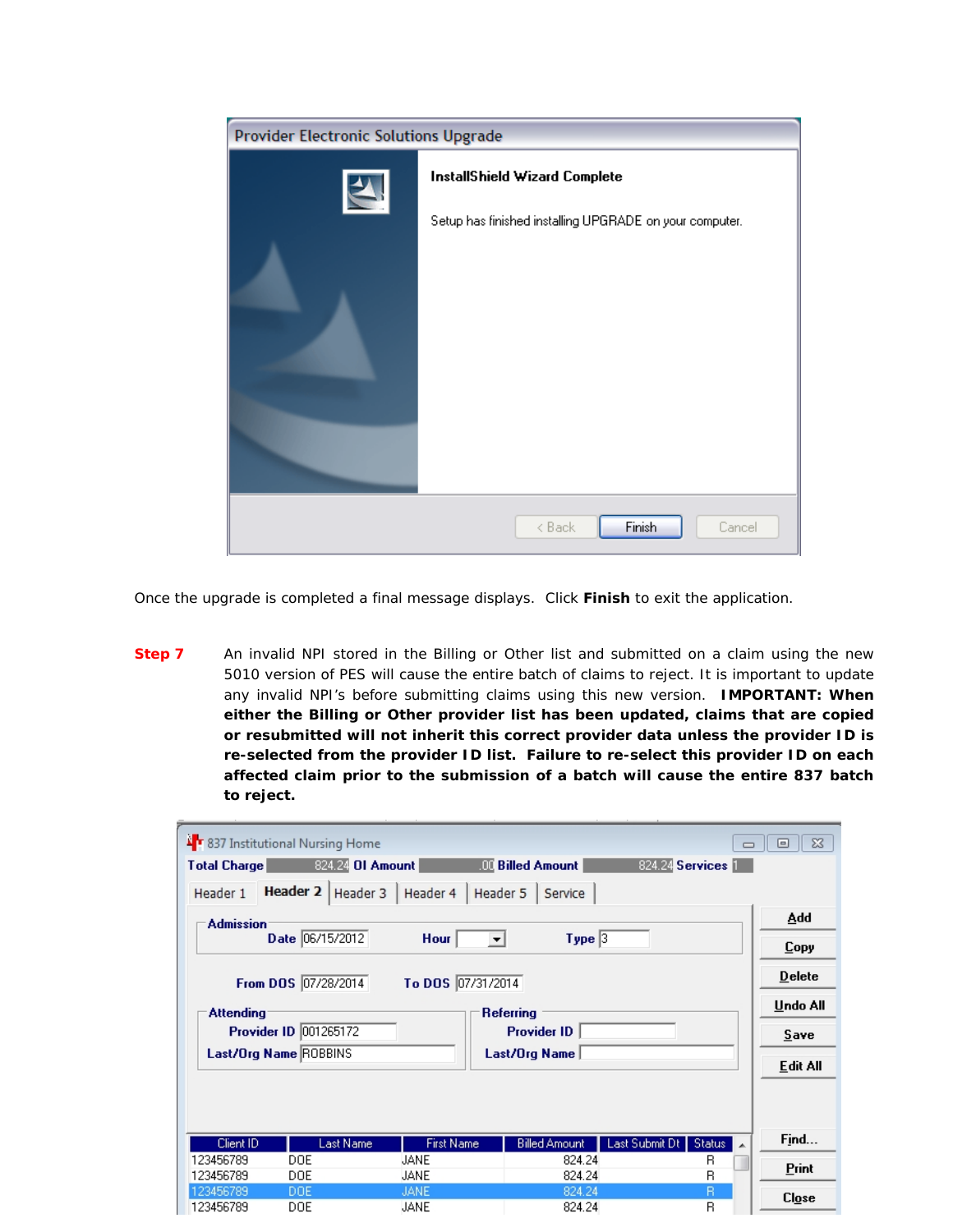Once the upgrade is completed a final message displays. Click **Finish** to exit the application.

**Step 7** An invalid NPI stored in the Billing or Other list and submitted on a claim using the new 5010 version of PES will cause the entire batch of claims to reject. It is important to update any invalid NPI's before submitting claims using this new version. **IMPORTANT: When either the Billing or Other provider list has been updated, claims that are copied or resubmitted will not inherit this correct provider data unless the provider ID is re-selected from the provider ID list. Failure to re-select this provider ID on each affected claim prior to the submission of a batch will cause the entire 837 batch to reject.**